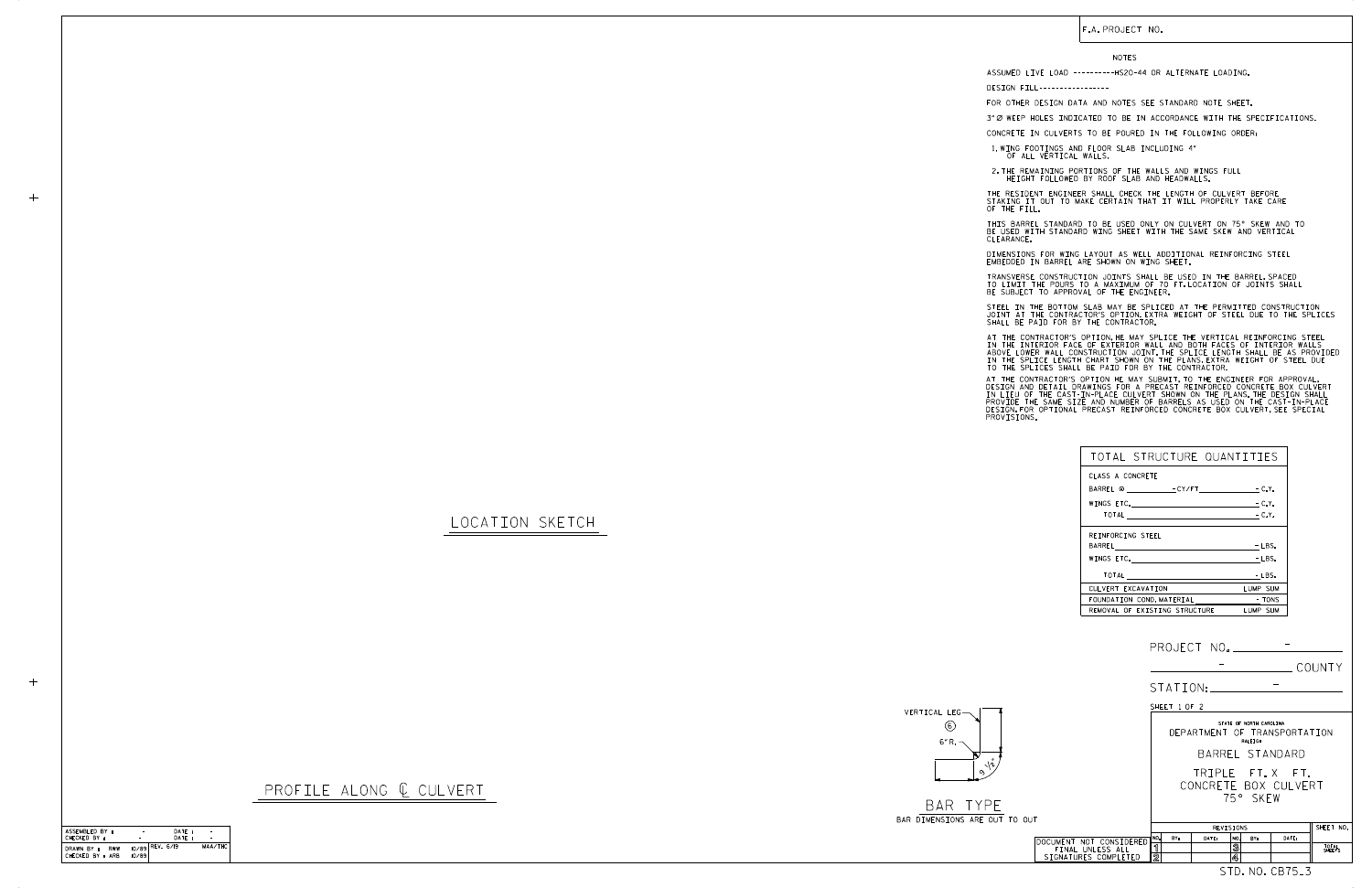F.A. PROJECT NO.

## NOTES

ASSUMED LIVE LOAD ----------HS20-44 OR ALTERNATE LOADING.

DESIGN FILL-----------------

FOR OTHER DESIGN DATA AND NOTES SEE STANDARD NOTE SHEET.

3" Ø WEEP HOLES INDICATED TO BE IN ACCORDANCE WITH THE SPECIFICATIONS.

CONCRETE IN CULVERTS TO BE POURED IN THE FOLLOWING ORDER:

1. WING FOOTINGS AND FLOOR SLAB INCLUDING 4" OF ALL VERTICAL WALLS.
2. THE REMAINING PORTIONS OF THE WALLS AND WINGS FULL HEIGHT FOLLOWED BY ROOF SLAB AND HEADWALLS.

THE RESIDENT ENGINEER SHALL CHECK THE LENGTH OF CULVERT BEFORE STAKING IT OUT TO MAKE CERTAIN THAT IT WILL PROPERLY TAKE CARE OF THE FILL.

THIS BARREL STANDARD TO BE USED ONLY ON CULVERT ON 75° SKEW AND TO BE USED WITH STANDARD WING SHEET WITH THE SAME SKEW AND VERTICAL CLEARANCE.

DIMENSIONS FOR WING LAYOUT AS WELL ADDITIONAL REINFORCING STEEL EMBEDDED IN BARREL ARE SHOWN ON WING SHEET.

TRANSVERSE CONSTRUCTION JOINTS SHALL BE USED IN THE BARREL, SPACED TO LIMIT THE POURS TO A MAXIMUM OF 70 FT. LOCATION OF JOINTS SHALL BE SUBJECT TO APPROVAL OF THE ENGINEER.

STEEL IN THE BOTTOM SLAB MAY BE SPLICED AT THE PERMITTED CONSTRUCTION JOINT AT THE CONTRACTOR'S OPTION. EXTRA WEIGHT OF STEEL DUE TO THE SPLICES SHALL BE PAID FOR BY THE CONTRACTOR.

AT THE CONTRACTOR'S OPTION, HE MAY SPLICE THE VERTICAL REINFORCING STEEL IN THE INTERIOR FACE OF EXTERIOR WALL AND BOTH FACES OF INTERIOR WALLS ABOVE LOWER WALL CONSTRUCTION JOINT. THE SPLICE LENGTH SHALL BE AS PROVIDED IN THE SPLICE LENGTH CHART SHOWN ON THE PLANS. EXTRA WEIGHT OF STEEL DUE TO THE SPLICES SHALL BE PAID FOR BY THE CONTRACTOR.

AT THE CONTRACTOR'S OPTION HE MAY SUBMIT, TO THE ENGINEER FOR APPROVAL, DESIGN AND DETAIL DRAWINGS FOR A PRECAST REINFORCED CONCRETE BOX CULVERT IN LIEU OF THE CAST-IN-PLACE CULVERT SHOWN ON THE PLANS. THE DESIGN SHALL PROVIDE THE SAME SIZE AND NUMBER OF BARRELS AS USED ON THE CAST-IN-PLACE DESIGN. FOR OPTIONAL PRECAST REINFORCED CONCRETE BOX CULVERT, SEE SPECIAL PROVISIONS.

| TOTAL STRUCTURE QUANTITIES | |
|---|---|
| CLASS A CONCRETE | |
| BARREL @ ______ - CY/FT ______ | - C.Y. |
| WINGS ETC. | - C.Y. |
| TOTAL | - C.Y. |
| REINFORCING STEEL | |
| BARREL | - LBS. |
| WINGS ETC. | - LBS. |
| TOTAL | - LBS. |
| CULVERT EXCAVATION | LUMP SUM |
| FOUNDATION COND. MATERIAL | - TONS |
| REMOVAL OF EXISTING STRUCTURE | LUMP SUM |

LOCATION SKETCH

PROFILE ALONG ℄ CULVERT

VERTICAL LEG ⑥ 6" R. 9 1/2"

BAR TYPE

BAR DIMENSIONS ARE OUT TO OUT

PROJECT NO. -

- COUNTY

STATION: -

SHEET 1 OF 2

STATE OF NORTH CAROLINA
DEPARTMENT OF TRANSPORTATION
RALEIGH

BARREL STANDARD

TRIPLE FT. X FT.
CONCRETE BOX CULVERT
75° SKEW

| ASSEMBLED BY : | - | DATE : | - |
|---|---|---|---|
| CHECKED BY : | - | DATE : | - |
| DRAWN BY : RWW | 10/89 | REV. 6/19 | MAA/THC |
| CHECKED BY : ARB | 10/89 | | |

DOCUMENT NOT CONSIDERED FINAL UNLESS ALL SIGNATURES COMPLETED

| REVISIONS | | | | | | | SHEET NO. |
|---|---|---|---|---|---|---|---|
| NO. | BY: | DATE: | NO. | BY: | DATE: | | |
| 1 | | | 3 | | | | TOTAL SHEETS |
| 2 | | | 4 | | | | |

STD. NO. CB75_3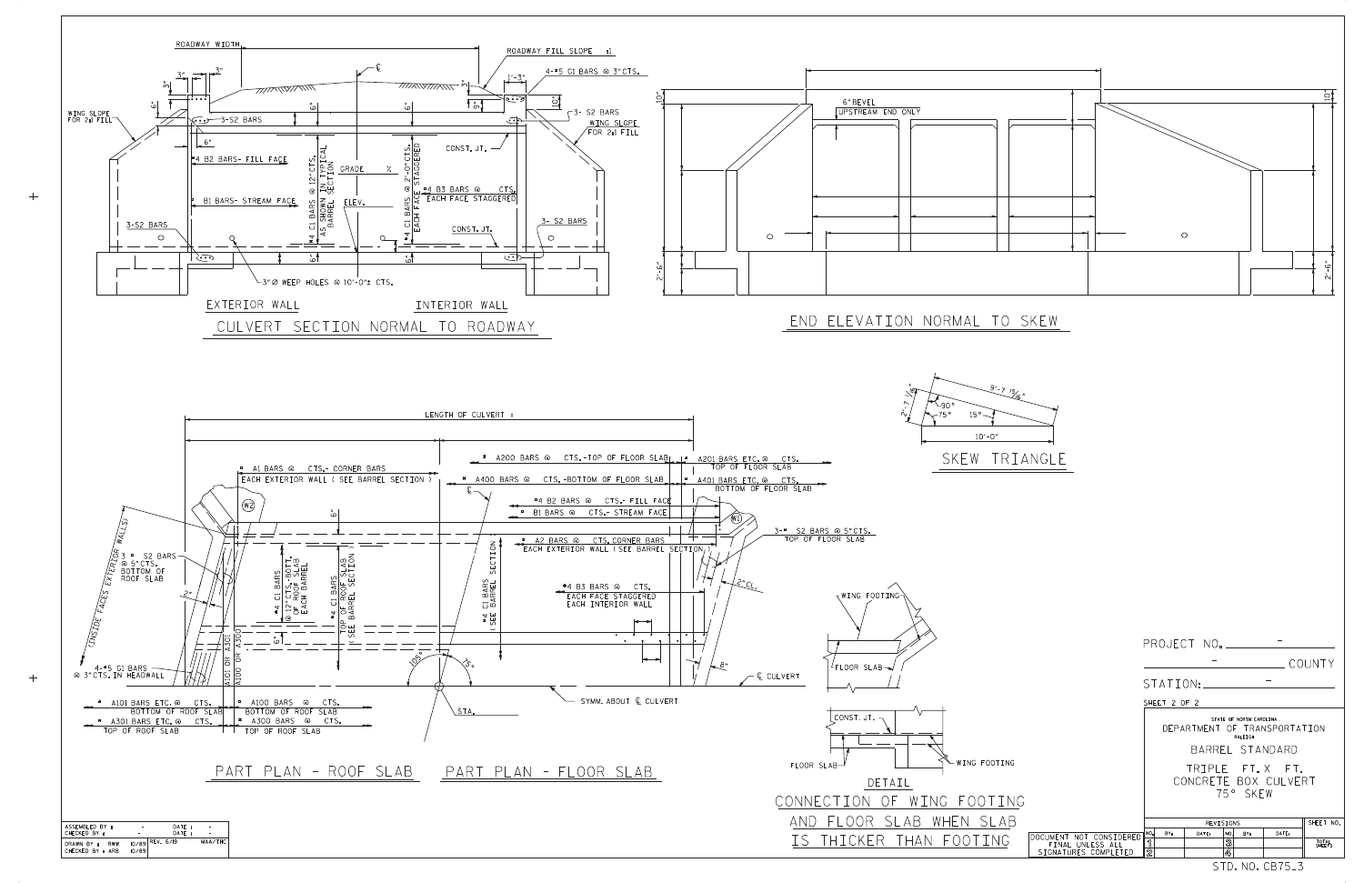## CULVERT SECTION NORMAL TO ROADWAY

ROADWAY WIDTH

ROADWAY FILL SLOPE :1

3"
3"
3"
6"
1'-3"
6"
10"

4-#5 G1 BARS @ 3" CTS.

3- S2 BARS

WING SLOPE FOR 2:1 FILL

3-S2 BARS

6"

#4 B2 BARS- FILL FACE

B1 BARS- STREAM FACE

#4 C1 BARS @ 12"CTS. AS SHOWN IN TYPICAL BARREL SECTION

#4 C1 BARS @ 2'-0"CTS. EACH FACE STAGGERED

#4 B3 BARS @ CTS. EACH FACE STAGGERED

GRADE %

ELEV.

CONST. JT.

3-S2 BARS

3- S2 BARS

3"Ø WEEP HOLES @ 10'-0"± CTS.

EXTERIOR WALL

INTERIOR WALL

## END ELEVATION NORMAL TO SKEW

6" BEVEL UPSTREAM END ONLY

10"

2'-6"

## SKEW TRIANGLE

9'-7 15/16"

2'-7 1/16"

90°

75°

15°

10'-0"

## PART PLAN - ROOF SLAB    PART PLAN - FLOOR SLAB

LENGTH OF CULVERT :

A200 BARS @ CTS.-TOP OF FLOOR SLAB

A201 BARS ETC.@ CTS. TOP OF FLOOR SLAB

A400 BARS @ CTS.-BOTTOM OF FLOOR SLAB

A401 BARS ETC.@ CTS. BOTTOM OF FLOOR SLAB

A1 BARS @ CTS.- CORNER BARS EACH EXTERIOR WALL ( SEE BARREL SECTION )

#4 B2 BARS @ CTS.- FILL FACE

B1 BARS @ CTS.- STREAM FACE

A2 BARS @ CTS.CORNER BARS EACH EXTERIOR WALL (SEE BARREL SECTION)

3-# S2 BARS @ 5"CTS. TOP OF FLOOR SLAB

#4 B3 BARS @ CTS. EACH FACE STAGGERED EACH INTERIOR WALL

(INSIDE FACES EXTERIOR WALLS)

3 # S2 BARS @ 5"CTS. BOTTOM OF ROOF SLAB

#4 C1 BARS @ 12"CTS.-BOTT. OF ROOF SLAB EACH BARREL

#4 C1 BARS TOP OF ROOF SLAB (SEE BARREL SECTION)

#4 C1 BARS (SEE BARREL SECTION)

2" CL.

6"

2"

8"

W1

W2

A101 OR A301

A100 OR A300

4-#5 G1 BARS @ 3"CTS. IN HEADWALL

A101 BARS ETC.@ CTS. BOTTOM OF ROOF SLAB

A100 BARS @ CTS. BOTTOM OF ROOF SLAB

A301 BARS ETC.@ CTS. TOP OF ROOF SLAB

A300 BARS @ CTS. TOP OF ROOF SLAB

105°

75°

STA.

SYMM. ABOUT ℄ CULVERT

℄ CULVERT

## DETAIL CONNECTION OF WING FOOTING AND FLOOR SLAB WHEN SLAB IS THICKER THAN FOOTING

WING FOOTING

FLOOR SLAB

CONST. JT.

FLOOR SLAB

WING FOOTING

PROJECT NO. -

- COUNTY

STATION: -

SHEET 2 OF 2

STATE OF NORTH CAROLINA
DEPARTMENT OF TRANSPORTATION
RALEIGH

BARREL STANDARD

TRIPLE FT. X FT.
CONCRETE BOX CULVERT
75° SKEW

| REVISIONS | | | | | | | | SHEET NO. |
|---|---|---|---|---|---|---|---|---|
| NO. | BY: | DATE: | NO. | BY: | DATE: | | | |
| 1 | | | 3 | | | | | TOTAL SHEETS |
| 2 | | | 4 | | | | | |

DOCUMENT NOT CONSIDERED FINAL UNLESS ALL SIGNATURES COMPLETED

| | | | |
|---|---|---|---|
| ASSEMBLED BY : | - | DATE : | - |
| CHECKED BY : | - | DATE : | - |
| DRAWN BY : RWW 10/89 | | REV. 6/19 | MAA/THC |
| CHECKED BY : ARB 10/89 | | | |

STD. NO. CB75_3